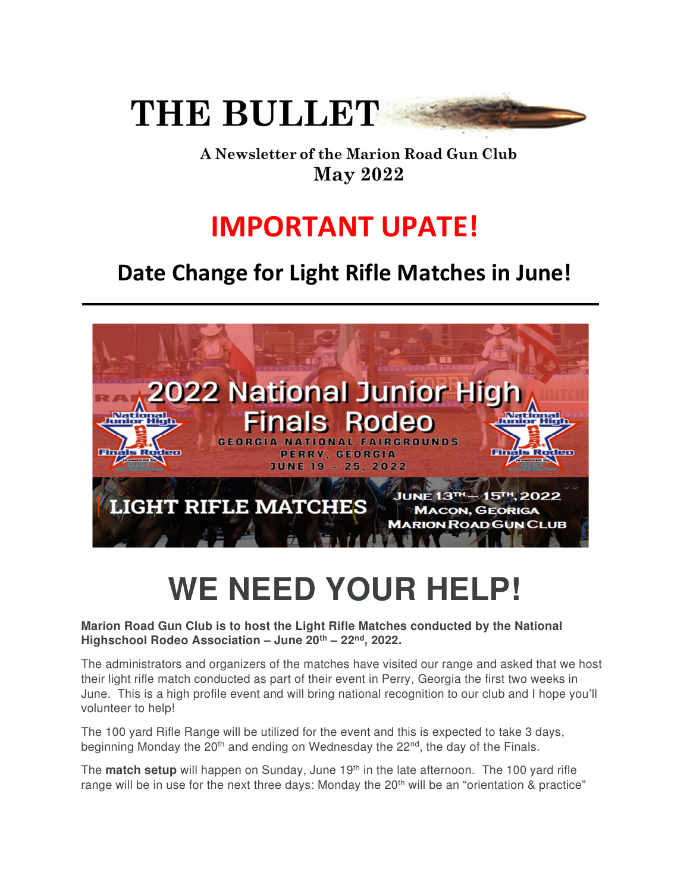# THE BULLET

**A Newsletter of the Marion Road Gun Club**
**May 2022**

## IMPORTANT UPATE!

### Date Change for Light Rifle Matches in June!

---

2022 National Junior High Finals Rodeo
GEORGIA NATIONAL FAIRGROUNDS
PERRY, GEORGIA
JUNE 19 – 25, 2022

LIGHT RIFLE MATCHES
JUNE 13TH – 15TH, 2022
MACON, GEORIGA
MARION ROAD GUN CLUB

# WE NEED YOUR HELP!

**Marion Road Gun Club is to host the Light Rifle Matches conducted by the National Highschool Rodeo Association – June 20th – 22nd, 2022.**

The administrators and organizers of the matches have visited our range and asked that we host their light rifle match conducted as part of their event in Perry, Georgia the first two weeks in June. This is a high profile event and will bring national recognition to our club and I hope you'll volunteer to help!

The 100 yard Rifle Range will be utilized for the event and this is expected to take 3 days, beginning Monday the 20th and ending on Wednesday the 22nd, the day of the Finals.

The **match setup** will happen on Sunday, June 19th in the late afternoon. The 100 yard rifle range will be in use for the next three days: Monday the 20th will be an "orientation & practice"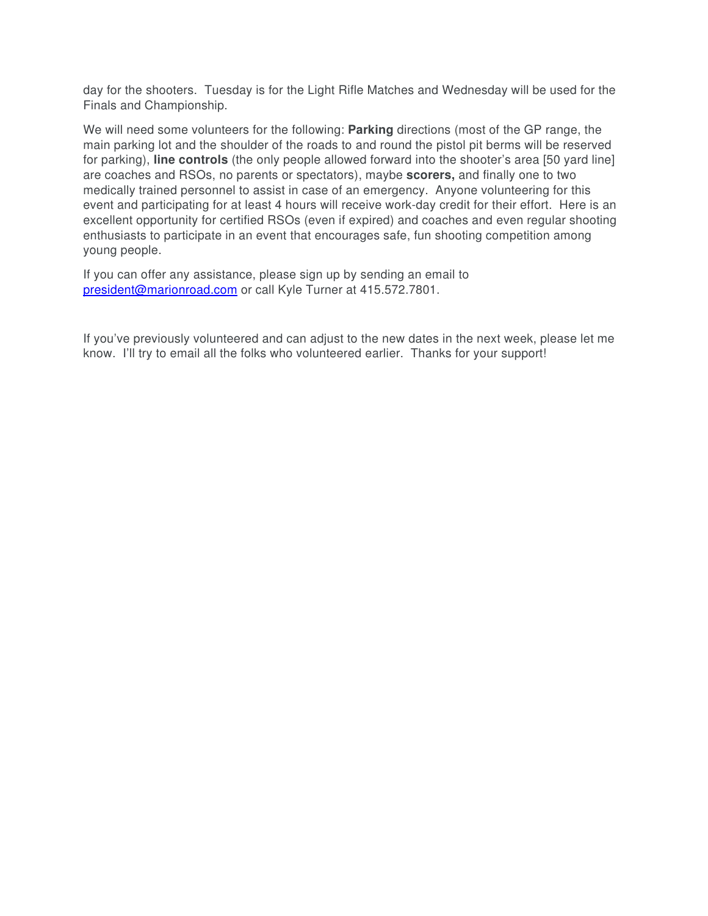day for the shooters. Tuesday is for the Light Rifle Matches and Wednesday will be used for the Finals and Championship.

We will need some volunteers for the following: **Parking** directions (most of the GP range, the main parking lot and the shoulder of the roads to and round the pistol pit berms will be reserved for parking), **line controls** (the only people allowed forward into the shooter's area [50 yard line] are coaches and RSOs, no parents or spectators), maybe **scorers,** and finally one to two medically trained personnel to assist in case of an emergency. Anyone volunteering for this event and participating for at least 4 hours will receive work-day credit for their effort. Here is an excellent opportunity for certified RSOs (even if expired) and coaches and even regular shooting enthusiasts to participate in an event that encourages safe, fun shooting competition among young people.

If you can offer any assistance, please sign up by sending an email to president@marionroad.com or call Kyle Turner at 415.572.7801.

If you've previously volunteered and can adjust to the new dates in the next week, please let me know. I'll try to email all the folks who volunteered earlier. Thanks for your support!